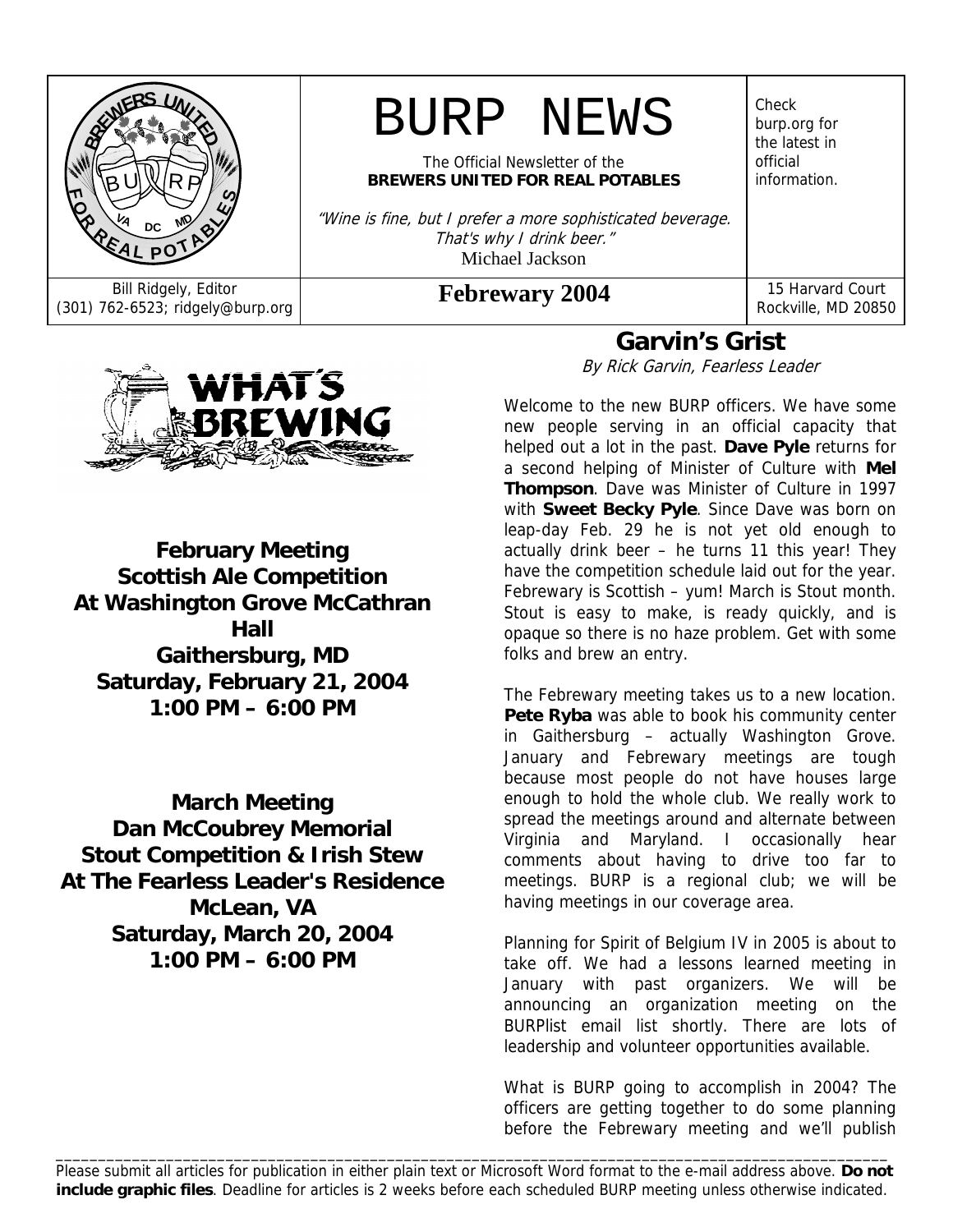# BURP NEWS

The Official Newsletter of the
**BREWERS UNITED FOR REAL POTABLES**

*"Wine is fine, but I prefer a more sophisticated beverage. That's why I drink beer."*
Michael Jackson

Check burp.org for the latest in official information.

Bill Ridgely, Editor
(301) 762-6523; ridgely@burp.org

**Febrewary 2004**

15 Harvard Court
Rockville, MD 20850

**February Meeting**
**Scottish Ale Competition**
**At Washington Grove McCathran Hall**
**Gaithersburg, MD**
**Saturday, February 21, 2004**
**1:00 PM – 6:00 PM**

**March Meeting**
**Dan McCoubrey Memorial**
**Stout Competition & Irish Stew**
**At The Fearless Leader's Residence**
**McLean, VA**
**Saturday, March 20, 2004**
**1:00 PM – 6:00 PM**

## Garvin's Grist

*By Rick Garvin, Fearless Leader*

Welcome to the new BURP officers. We have some new people serving in an official capacity that helped out a lot in the past. **Dave Pyle** returns for a second helping of Minister of Culture with **Mel Thompson**. Dave was Minister of Culture in 1997 with **Sweet Becky Pyle**. Since Dave was born on leap-day Feb. 29 he is not yet old enough to actually drink beer – he turns 11 this year! They have the competition schedule laid out for the year. Febrewary is Scottish – yum! March is Stout month. Stout is easy to make, is ready quickly, and is opaque so there is no haze problem. Get with some folks and brew an entry.

The Febrewary meeting takes us to a new location. **Pete Ryba** was able to book his community center in Gaithersburg – actually Washington Grove. January and Febrewary meetings are tough because most people do not have houses large enough to hold the whole club. We really work to spread the meetings around and alternate between Virginia and Maryland. I occasionally hear comments about having to drive too far to meetings. BURP is a regional club; we will be having meetings in our coverage area.

Planning for Spirit of Belgium IV in 2005 is about to take off. We had a lessons learned meeting in January with past organizers. We will be announcing an organization meeting on the BURPlist email list shortly. There are lots of leadership and volunteer opportunities available.

What is BURP going to accomplish in 2004? The officers are getting together to do some planning before the Febrewary meeting and we'll publish

---

Please submit all articles for publication in either plain text or Microsoft Word format to the e-mail address above. **Do not include graphic files**. Deadline for articles is 2 weeks before each scheduled BURP meeting unless otherwise indicated.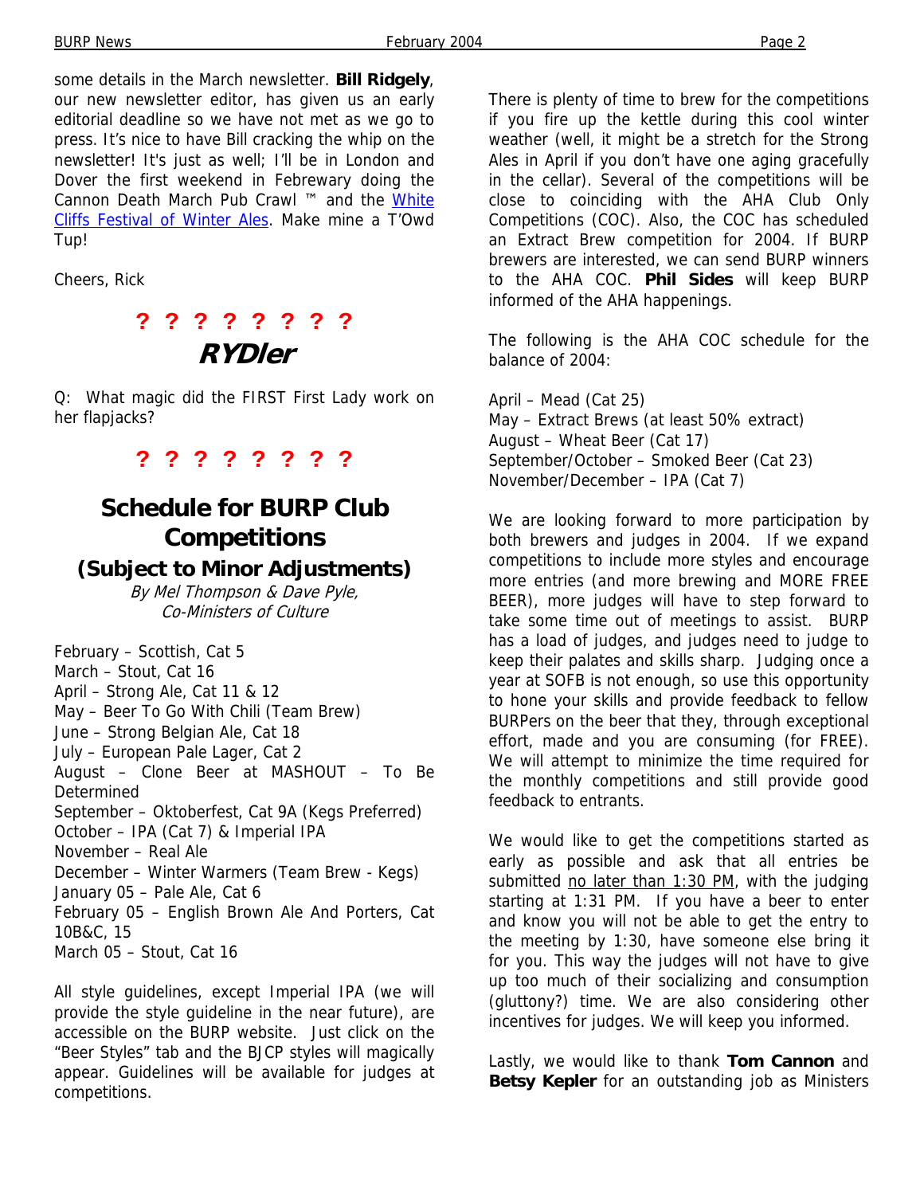some details in the March newsletter. **Bill Ridgely**, our new newsletter editor, has given us an early editorial deadline so we have not met as we go to press. It's nice to have Bill cracking the whip on the newsletter! It's just as well; I'll be in London and Dover the first weekend in Febrewary doing the Cannon Death March Pub Crawl ™ and the White Cliffs Festival of Winter Ales. Make mine a T'Owd Tup!

Cheers, Rick

**? ? ? ? ? ? ? ?**

## RYDler

Q: What magic did the FIRST First Lady work on her flapjacks?

**? ? ? ? ? ? ? ?**

# Schedule for BURP Club Competitions

## (Subject to Minor Adjustments)

*By Mel Thompson & Dave Pyle, Co-Ministers of Culture*

February – Scottish, Cat 5
March – Stout, Cat 16
April – Strong Ale, Cat 11 & 12
May – Beer To Go With Chili (Team Brew)
June – Strong Belgian Ale, Cat 18
July – European Pale Lager, Cat 2
August – Clone Beer at MASHOUT – To Be Determined
September – Oktoberfest, Cat 9A (Kegs Preferred)
October – IPA (Cat 7) & Imperial IPA
November – Real Ale
December – Winter Warmers (Team Brew - Kegs)
January 05 – Pale Ale, Cat 6
February 05 – English Brown Ale And Porters, Cat 10B&C, 15
March 05 – Stout, Cat 16

All style guidelines, except Imperial IPA (we will provide the style guideline in the near future), are accessible on the BURP website. Just click on the "Beer Styles" tab and the BJCP styles will magically appear. Guidelines will be available for judges at competitions.

There is plenty of time to brew for the competitions if you fire up the kettle during this cool winter weather (well, it might be a stretch for the Strong Ales in April if you don't have one aging gracefully in the cellar). Several of the competitions will be close to coinciding with the AHA Club Only Competitions (COC). Also, the COC has scheduled an Extract Brew competition for 2004. If BURP brewers are interested, we can send BURP winners to the AHA COC. **Phil Sides** will keep BURP informed of the AHA happenings.

The following is the AHA COC schedule for the balance of 2004:

April – Mead (Cat 25)
May – Extract Brews (at least 50% extract)
August – Wheat Beer (Cat 17)
September/October – Smoked Beer (Cat 23)
November/December – IPA (Cat 7)

We are looking forward to more participation by both brewers and judges in 2004. If we expand competitions to include more styles and encourage more entries (and more brewing and MORE FREE BEER), more judges will have to step forward to take some time out of meetings to assist. BURP has a load of judges, and judges need to judge to keep their palates and skills sharp. Judging once a year at SOFB is not enough, so use this opportunity to hone your skills and provide feedback to fellow BURPers on the beer that they, through exceptional effort, made and you are consuming (for FREE). We will attempt to minimize the time required for the monthly competitions and still provide good feedback to entrants.

We would like to get the competitions started as early as possible and ask that all entries be submitted no later than 1:30 PM, with the judging starting at 1:31 PM. If you have a beer to enter and know you will not be able to get the entry to the meeting by 1:30, have someone else bring it for you. This way the judges will not have to give up too much of their socializing and consumption (gluttony?) time. We are also considering other incentives for judges. We will keep you informed.

Lastly, we would like to thank **Tom Cannon** and **Betsy Kepler** for an outstanding job as Ministers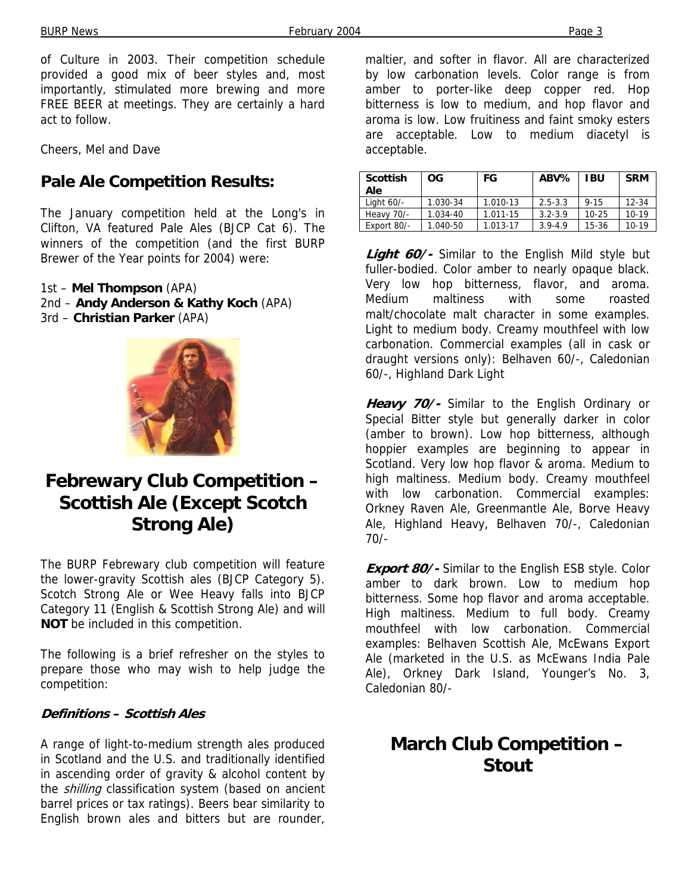of Culture in 2003. Their competition schedule provided a good mix of beer styles and, most importantly, stimulated more brewing and more FREE BEER at meetings. They are certainly a hard act to follow.

Cheers, Mel and Dave

## Pale Ale Competition Results:

The January competition held at the Long's in Clifton, VA featured Pale Ales (BJCP Cat 6). The winners of the competition (and the first BURP Brewer of the Year points for 2004) were:

1st – **Mel Thompson** (APA)
2nd – **Andy Anderson & Kathy Koch** (APA)
3rd – **Christian Parker** (APA)

# Febrewary Club Competition – Scottish Ale (Except Scotch Strong Ale)

The BURP Febrewary club competition will feature the lower-gravity Scottish ales (BJCP Category 5). Scotch Strong Ale or Wee Heavy falls into BJCP Category 11 (English & Scottish Strong Ale) and will **NOT** be included in this competition.

The following is a brief refresher on the styles to prepare those who may wish to help judge the competition:

***Definitions – Scottish Ales***

A range of light-to-medium strength ales produced in Scotland and the U.S. and traditionally identified in ascending order of gravity & alcohol content by the *shilling* classification system (based on ancient barrel prices or tax ratings). Beers bear similarity to English brown ales and bitters but are rounder, maltier, and softer in flavor. All are characterized by low carbonation levels. Color range is from amber to porter-like deep copper red. Hop bitterness is low to medium, and hop flavor and aroma is low. Low fruitiness and faint smoky esters are acceptable. Low to medium diacetyl is acceptable.

| Scottish Ale | OG | FG | ABV% | IBU | SRM |
|---|---|---|---|---|---|
| Light 60/- | 1.030-34 | 1.010-13 | 2.5-3.3 | 9-15 | 12-34 |
| Heavy 70/- | 1.034-40 | 1.011-15 | 3.2-3.9 | 10-25 | 10-19 |
| Export 80/- | 1.040-50 | 1.013-17 | 3.9-4.9 | 15-36 | 10-19 |

***Light 60/-*** Similar to the English Mild style but fuller-bodied. Color amber to nearly opaque black. Very low hop bitterness, flavor, and aroma. Medium maltiness with some roasted malt/chocolate malt character in some examples. Light to medium body. Creamy mouthfeel with low carbonation. Commercial examples (all in cask or draught versions only): Belhaven 60/-, Caledonian 60/-, Highland Dark Light

***Heavy 70/-*** Similar to the English Ordinary or Special Bitter style but generally darker in color (amber to brown). Low hop bitterness, although hoppier examples are beginning to appear in Scotland. Very low hop flavor & aroma. Medium to high maltiness. Medium body. Creamy mouthfeel with low carbonation. Commercial examples: Orkney Raven Ale, Greenmantle Ale, Borve Heavy Ale, Highland Heavy, Belhaven 70/-, Caledonian 70/-

***Export 80/-*** Similar to the English ESB style. Color amber to dark brown. Low to medium hop bitterness. Some hop flavor and aroma acceptable. High maltiness. Medium to full body. Creamy mouthfeel with low carbonation. Commercial examples: Belhaven Scottish Ale, McEwans Export Ale (marketed in the U.S. as McEwans India Pale Ale), Orkney Dark Island, Younger's No. 3, Caledonian 80/-

# March Club Competition – Stout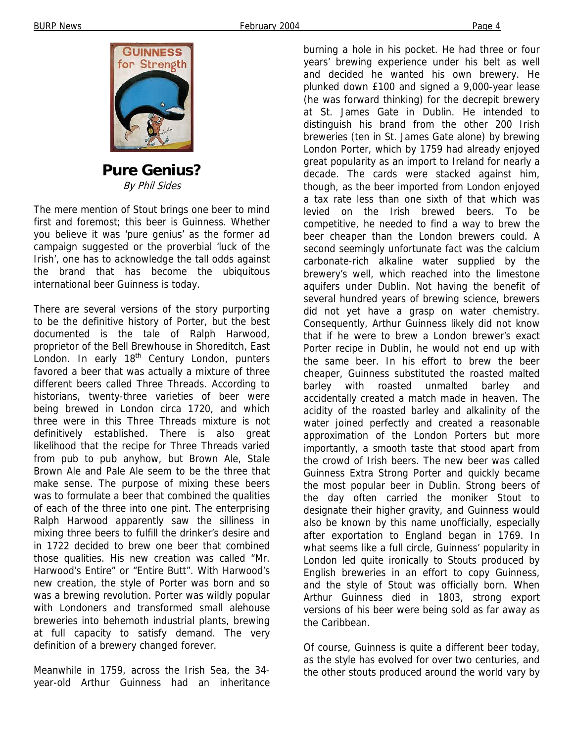# Pure Genius?

*By Phil Sides*

The mere mention of Stout brings one beer to mind first and foremost; this beer is Guinness. Whether you believe it was 'pure genius' as the former ad campaign suggested or the proverbial 'luck of the Irish', one has to acknowledge the tall odds against the brand that has become the ubiquitous international beer Guinness is today.

There are several versions of the story purporting to be the definitive history of Porter, but the best documented is the tale of Ralph Harwood, proprietor of the Bell Brewhouse in Shoreditch, East London. In early 18th Century London, punters favored a beer that was actually a mixture of three different beers called Three Threads. According to historians, twenty-three varieties of beer were being brewed in London circa 1720, and which three were in this Three Threads mixture is not definitively established. There is also great likelihood that the recipe for Three Threads varied from pub to pub anyhow, but Brown Ale, Stale Brown Ale and Pale Ale seem to be the three that make sense. The purpose of mixing these beers was to formulate a beer that combined the qualities of each of the three into one pint. The enterprising Ralph Harwood apparently saw the silliness in mixing three beers to fulfill the drinker's desire and in 1722 decided to brew one beer that combined those qualities. His new creation was called "Mr. Harwood's Entire" or "Entire Butt". With Harwood's new creation, the style of Porter was born and so was a brewing revolution. Porter was wildly popular with Londoners and transformed small alehouse breweries into behemoth industrial plants, brewing at full capacity to satisfy demand. The very definition of a brewery changed forever.

Meanwhile in 1759, across the Irish Sea, the 34-year-old Arthur Guinness had an inheritance burning a hole in his pocket. He had three or four years' brewing experience under his belt as well and decided he wanted his own brewery. He plunked down £100 and signed a 9,000-year lease (he was forward thinking) for the decrepit brewery at St. James Gate in Dublin. He intended to distinguish his brand from the other 200 Irish breweries (ten in St. James Gate alone) by brewing London Porter, which by 1759 had already enjoyed great popularity as an import to Ireland for nearly a decade. The cards were stacked against him, though, as the beer imported from London enjoyed a tax rate less than one sixth of that which was levied on the Irish brewed beers. To be competitive, he needed to find a way to brew the beer cheaper than the London brewers could. A second seemingly unfortunate fact was the calcium carbonate-rich alkaline water supplied by the brewery's well, which reached into the limestone aquifers under Dublin. Not having the benefit of several hundred years of brewing science, brewers did not yet have a grasp on water chemistry. Consequently, Arthur Guinness likely did not know that if he were to brew a London brewer's exact Porter recipe in Dublin, he would not end up with the same beer. In his effort to brew the beer cheaper, Guinness substituted the roasted malted barley with roasted unmalted barley and accidentally created a match made in heaven. The acidity of the roasted barley and alkalinity of the water joined perfectly and created a reasonable approximation of the London Porters but more importantly, a smooth taste that stood apart from the crowd of Irish beers. The new beer was called Guinness Extra Strong Porter and quickly became the most popular beer in Dublin. Strong beers of the day often carried the moniker Stout to designate their higher gravity, and Guinness would also be known by this name unofficially, especially after exportation to England began in 1769. In what seems like a full circle, Guinness' popularity in London led quite ironically to Stouts produced by English breweries in an effort to copy Guinness, and the style of Stout was officially born. When Arthur Guinness died in 1803, strong export versions of his beer were being sold as far away as the Caribbean.

Of course, Guinness is quite a different beer today, as the style has evolved for over two centuries, and the other stouts produced around the world vary by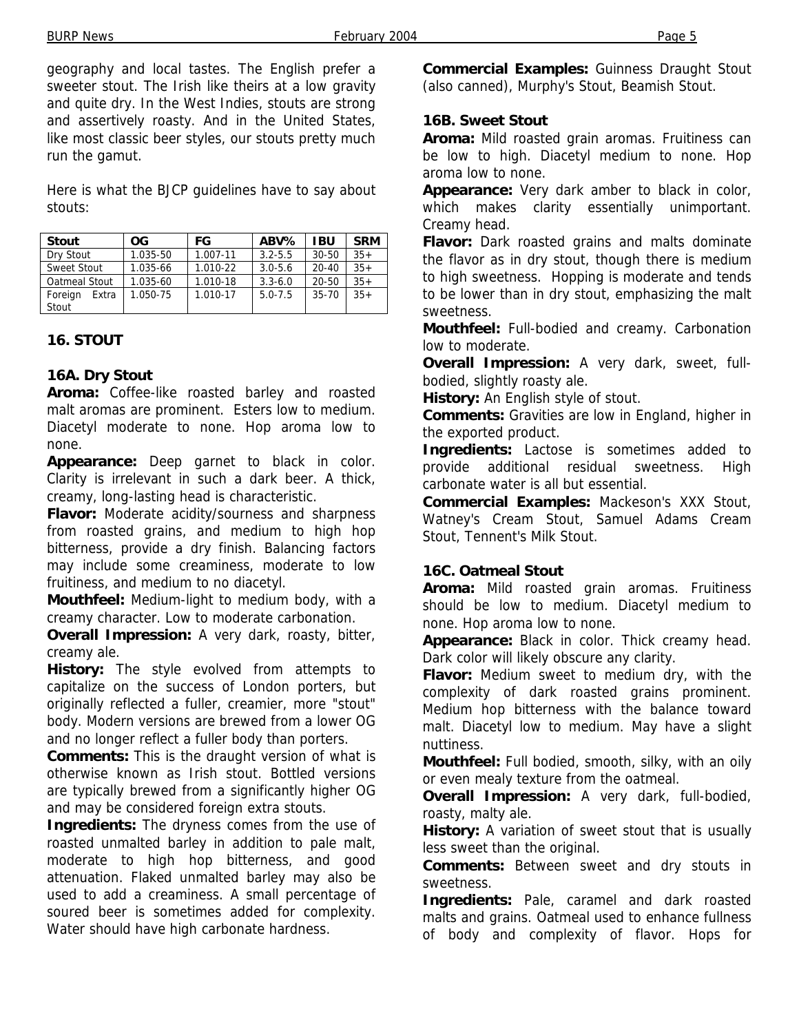geography and local tastes. The English prefer a sweeter stout. The Irish like theirs at a low gravity and quite dry. In the West Indies, stouts are strong and assertively roasty. And in the United States, like most classic beer styles, our stouts pretty much run the gamut.

Here is what the BJCP guidelines have to say about stouts:

| Stout | OG | FG | ABV% | IBU | SRM |
|---|---|---|---|---|---|
| Dry Stout | 1.035-50 | 1.007-11 | 3.2-5.5 | 30-50 | 35+ |
| Sweet Stout | 1.035-66 | 1.010-22 | 3.0-5.6 | 20-40 | 35+ |
| Oatmeal Stout | 1.035-60 | 1.010-18 | 3.3-6.0 | 20-50 | 35+ |
| Foreign Extra Stout | 1.050-75 | 1.010-17 | 5.0-7.5 | 35-70 | 35+ |

## 16. STOUT

### 16A. Dry Stout

**Aroma:** Coffee-like roasted barley and roasted malt aromas are prominent. Esters low to medium. Diacetyl moderate to none. Hop aroma low to none.

**Appearance:** Deep garnet to black in color. Clarity is irrelevant in such a dark beer. A thick, creamy, long-lasting head is characteristic.

**Flavor:** Moderate acidity/sourness and sharpness from roasted grains, and medium to high hop bitterness, provide a dry finish. Balancing factors may include some creaminess, moderate to low fruitiness, and medium to no diacetyl.

**Mouthfeel:** Medium-light to medium body, with a creamy character. Low to moderate carbonation.

**Overall Impression:** A very dark, roasty, bitter, creamy ale.

**History:** The style evolved from attempts to capitalize on the success of London porters, but originally reflected a fuller, creamier, more "stout" body. Modern versions are brewed from a lower OG and no longer reflect a fuller body than porters.

**Comments:** This is the draught version of what is otherwise known as Irish stout. Bottled versions are typically brewed from a significantly higher OG and may be considered foreign extra stouts.

**Ingredients:** The dryness comes from the use of roasted unmalted barley in addition to pale malt, moderate to high hop bitterness, and good attenuation. Flaked unmalted barley may also be used to add a creaminess. A small percentage of soured beer is sometimes added for complexity. Water should have high carbonate hardness.

**Commercial Examples:** Guinness Draught Stout (also canned), Murphy's Stout, Beamish Stout.

### 16B. Sweet Stout

**Aroma:** Mild roasted grain aromas. Fruitiness can be low to high. Diacetyl medium to none. Hop aroma low to none.

**Appearance:** Very dark amber to black in color, which makes clarity essentially unimportant. Creamy head.

**Flavor:** Dark roasted grains and malts dominate the flavor as in dry stout, though there is medium to high sweetness. Hopping is moderate and tends to be lower than in dry stout, emphasizing the malt sweetness.

**Mouthfeel:** Full-bodied and creamy. Carbonation low to moderate.

**Overall Impression:** A very dark, sweet, full-bodied, slightly roasty ale.

**History:** An English style of stout.

**Comments:** Gravities are low in England, higher in the exported product.

**Ingredients:** Lactose is sometimes added to provide additional residual sweetness. High carbonate water is all but essential.

**Commercial Examples:** Mackeson's XXX Stout, Watney's Cream Stout, Samuel Adams Cream Stout, Tennent's Milk Stout.

### 16C. Oatmeal Stout

**Aroma:** Mild roasted grain aromas. Fruitiness should be low to medium. Diacetyl medium to none. Hop aroma low to none.

**Appearance:** Black in color. Thick creamy head. Dark color will likely obscure any clarity.

**Flavor:** Medium sweet to medium dry, with the complexity of dark roasted grains prominent. Medium hop bitterness with the balance toward malt. Diacetyl low to medium. May have a slight nuttiness.

**Mouthfeel:** Full bodied, smooth, silky, with an oily or even mealy texture from the oatmeal.

**Overall Impression:** A very dark, full-bodied, roasty, malty ale.

**History:** A variation of sweet stout that is usually less sweet than the original.

**Comments:** Between sweet and dry stouts in sweetness.

**Ingredients:** Pale, caramel and dark roasted malts and grains. Oatmeal used to enhance fullness of body and complexity of flavor. Hops for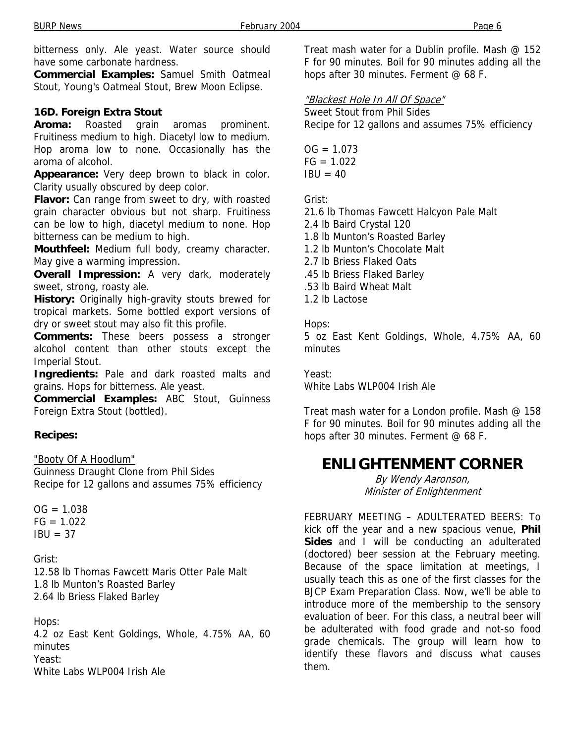bitterness only. Ale yeast. Water source should have some carbonate hardness.

**Commercial Examples:** Samuel Smith Oatmeal Stout, Young's Oatmeal Stout, Brew Moon Eclipse.

### 16D. Foreign Extra Stout

**Aroma:** Roasted grain aromas prominent. Fruitiness medium to high. Diacetyl low to medium. Hop aroma low to none. Occasionally has the aroma of alcohol.

**Appearance:** Very deep brown to black in color. Clarity usually obscured by deep color.

**Flavor:** Can range from sweet to dry, with roasted grain character obvious but not sharp. Fruitiness can be low to high, diacetyl medium to none. Hop bitterness can be medium to high.

**Mouthfeel:** Medium full body, creamy character. May give a warming impression.

**Overall Impression:** A very dark, moderately sweet, strong, roasty ale.

**History:** Originally high-gravity stouts brewed for tropical markets. Some bottled export versions of dry or sweet stout may also fit this profile.

**Comments:** These beers possess a stronger alcohol content than other stouts except the Imperial Stout.

**Ingredients:** Pale and dark roasted malts and grains. Hops for bitterness. Ale yeast.

**Commercial Examples:** ABC Stout, Guinness Foreign Extra Stout (bottled).

### Recipes:

"Booty Of A Hoodlum"
Guinness Draught Clone from Phil Sides
Recipe for 12 gallons and assumes 75% efficiency

OG = 1.038
FG = 1.022
IBU = 37

Grist:
12.58 lb Thomas Fawcett Maris Otter Pale Malt
1.8 lb Munton's Roasted Barley
2.64 lb Briess Flaked Barley

Hops:
4.2 oz East Kent Goldings, Whole, 4.75% AA, 60 minutes

Yeast:
White Labs WLP004 Irish Ale

Treat mash water for a Dublin profile. Mash @ 152 F for 90 minutes. Boil for 90 minutes adding all the hops after 30 minutes. Ferment @ 68 F.

*"Blackest Hole In All Of Space"*
Sweet Stout from Phil Sides
Recipe for 12 gallons and assumes 75% efficiency

OG = 1.073
FG = 1.022
IBU = 40

Grist:
21.6 lb Thomas Fawcett Halcyon Pale Malt
2.4 lb Baird Crystal 120
1.8 lb Munton's Roasted Barley
1.2 lb Munton's Chocolate Malt
2.7 lb Briess Flaked Oats
.45 lb Briess Flaked Barley
.53 lb Baird Wheat Malt
1.2 lb Lactose

Hops:
5 oz East Kent Goldings, Whole, 4.75% AA, 60 minutes

Yeast:
White Labs WLP004 Irish Ale

Treat mash water for a London profile. Mash @ 158 F for 90 minutes. Boil for 90 minutes adding all the hops after 30 minutes. Ferment @ 68 F.

## ENLIGHTENMENT CORNER

*By Wendy Aaronson,*
*Minister of Enlightenment*

FEBRUARY MEETING – ADULTERATED BEERS: To kick off the year and a new spacious venue, **Phil Sides** and I will be conducting an adulterated (doctored) beer session at the February meeting. Because of the space limitation at meetings, I usually teach this as one of the first classes for the BJCP Exam Preparation Class. Now, we'll be able to introduce more of the membership to the sensory evaluation of beer. For this class, a neutral beer will be adulterated with food grade and not-so food grade chemicals. The group will learn how to identify these flavors and discuss what causes them.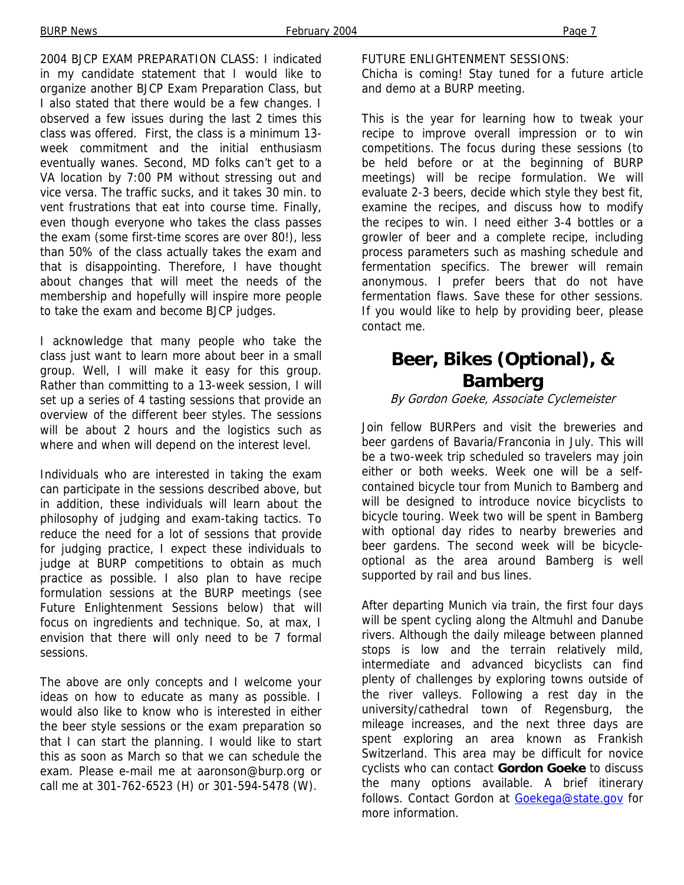2004 BJCP EXAM PREPARATION CLASS: I indicated in my candidate statement that I would like to organize another BJCP Exam Preparation Class, but I also stated that there would be a few changes. I observed a few issues during the last 2 times this class was offered. First, the class is a minimum 13-week commitment and the initial enthusiasm eventually wanes. Second, MD folks can't get to a VA location by 7:00 PM without stressing out and vice versa. The traffic sucks, and it takes 30 min. to vent frustrations that eat into course time. Finally, even though everyone who takes the class passes the exam (some first-time scores are over 80!), less than 50% of the class actually takes the exam and that is disappointing. Therefore, I have thought about changes that will meet the needs of the membership and hopefully will inspire more people to take the exam and become BJCP judges.

I acknowledge that many people who take the class just want to learn more about beer in a small group. Well, I will make it easy for this group. Rather than committing to a 13-week session, I will set up a series of 4 tasting sessions that provide an overview of the different beer styles. The sessions will be about 2 hours and the logistics such as where and when will depend on the interest level.

Individuals who are interested in taking the exam can participate in the sessions described above, but in addition, these individuals will learn about the philosophy of judging and exam-taking tactics. To reduce the need for a lot of sessions that provide for judging practice, I expect these individuals to judge at BURP competitions to obtain as much practice as possible. I also plan to have recipe formulation sessions at the BURP meetings (see Future Enlightenment Sessions below) that will focus on ingredients and technique. So, at max, I envision that there will only need to be 7 formal sessions.

The above are only concepts and I welcome your ideas on how to educate as many as possible. I would also like to know who is interested in either the beer style sessions or the exam preparation so that I can start the planning. I would like to start this as soon as March so that we can schedule the exam. Please e-mail me at aaronson@burp.org or call me at 301-762-6523 (H) or 301-594-5478 (W).

FUTURE ENLIGHTENMENT SESSIONS:
Chicha is coming! Stay tuned for a future article and demo at a BURP meeting.

This is the year for learning how to tweak your recipe to improve overall impression or to win competitions. The focus during these sessions (to be held before or at the beginning of BURP meetings) will be recipe formulation. We will evaluate 2-3 beers, decide which style they best fit, examine the recipes, and discuss how to modify the recipes to win. I need either 3-4 bottles or a growler of beer and a complete recipe, including process parameters such as mashing schedule and fermentation specifics. The brewer will remain anonymous. I prefer beers that do not have fermentation flaws. Save these for other sessions. If you would like to help by providing beer, please contact me.

# Beer, Bikes (Optional), & Bamberg

*By Gordon Goeke, Associate Cyclemeister*

Join fellow BURPers and visit the breweries and beer gardens of Bavaria/Franconia in July. This will be a two-week trip scheduled so travelers may join either or both weeks. Week one will be a self-contained bicycle tour from Munich to Bamberg and will be designed to introduce novice bicyclists to bicycle touring. Week two will be spent in Bamberg with optional day rides to nearby breweries and beer gardens. The second week will be bicycle-optional as the area around Bamberg is well supported by rail and bus lines.

After departing Munich via train, the first four days will be spent cycling along the Altmuhl and Danube rivers. Although the daily mileage between planned stops is low and the terrain relatively mild, intermediate and advanced bicyclists can find plenty of challenges by exploring towns outside of the river valleys. Following a rest day in the university/cathedral town of Regensburg, the mileage increases, and the next three days are spent exploring an area known as Frankish Switzerland. This area may be difficult for novice cyclists who can contact **Gordon Goeke** to discuss the many options available. A brief itinerary follows. Contact Gordon at Goekega@state.gov for more information.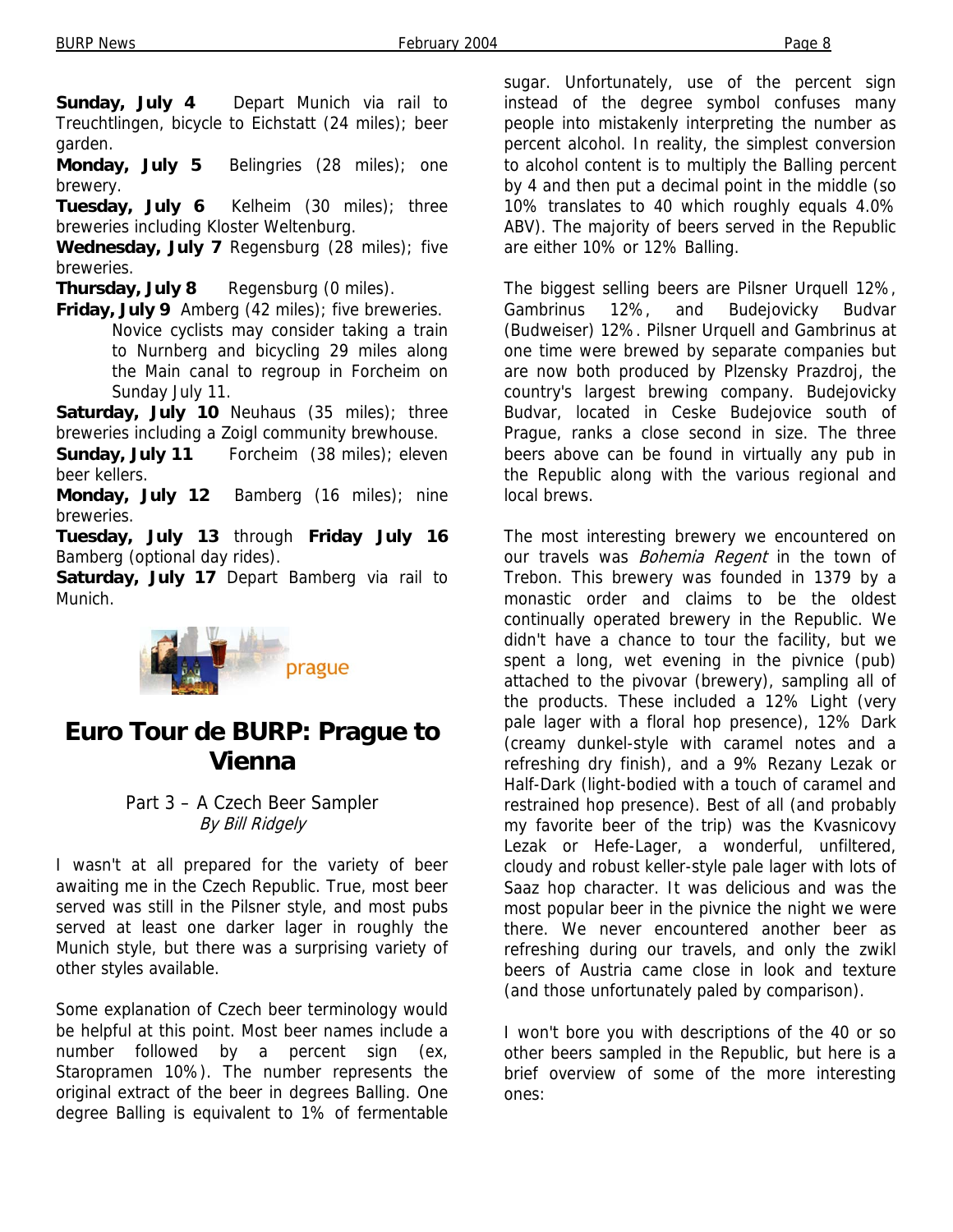**Sunday, July 4** Depart Munich via rail to Treuchtlingen, bicycle to Eichstatt (24 miles); beer garden.

**Monday, July 5** Belingries (28 miles); one brewery.

**Tuesday, July 6** Kelheim (30 miles); three breweries including Kloster Weltenburg.

**Wednesday, July 7** Regensburg (28 miles); five breweries.

**Thursday, July 8** Regensburg (0 miles).

**Friday, July 9** Amberg (42 miles); five breweries.
Novice cyclists may consider taking a train to Nurnberg and bicycling 29 miles along the Main canal to regroup in Forcheim on Sunday July 11.

**Saturday, July 10** Neuhaus (35 miles); three breweries including a Zoigl community brewhouse.

**Sunday, July 11** Forcheim (38 miles); eleven beer kellers.

**Monday, July 12** Bamberg (16 miles); nine breweries.

**Tuesday, July 13** through **Friday July 16** Bamberg (optional day rides).

**Saturday, July 17** Depart Bamberg via rail to Munich.

prague

# Euro Tour de BURP: Prague to Vienna

Part 3 – A Czech Beer Sampler
*By Bill Ridgely*

I wasn't at all prepared for the variety of beer awaiting me in the Czech Republic. True, most beer served was still in the Pilsner style, and most pubs served at least one darker lager in roughly the Munich style, but there was a surprising variety of other styles available.

Some explanation of Czech beer terminology would be helpful at this point. Most beer names include a number followed by a percent sign (ex, Staropramen 10%). The number represents the original extract of the beer in degrees Balling. One degree Balling is equivalent to 1% of fermentable sugar. Unfortunately, use of the percent sign instead of the degree symbol confuses many people into mistakenly interpreting the number as percent alcohol. In reality, the simplest conversion to alcohol content is to multiply the Balling percent by 4 and then put a decimal point in the middle (so 10% translates to 40 which roughly equals 4.0% ABV). The majority of beers served in the Republic are either 10% or 12% Balling.

The biggest selling beers are Pilsner Urquell 12%, Gambrinus 12%, and Budejovicky Budvar (Budweiser) 12%. Pilsner Urquell and Gambrinus at one time were brewed by separate companies but are now both produced by Plzensky Prazdroj, the country's largest brewing company. Budejovicky Budvar, located in Ceske Budejovice south of Prague, ranks a close second in size. The three beers above can be found in virtually any pub in the Republic along with the various regional and local brews.

The most interesting brewery we encountered on our travels was *Bohemia Regent* in the town of Trebon. This brewery was founded in 1379 by a monastic order and claims to be the oldest continually operated brewery in the Republic. We didn't have a chance to tour the facility, but we spent a long, wet evening in the pivnice (pub) attached to the pivovar (brewery), sampling all of the products. These included a 12% Light (very pale lager with a floral hop presence), 12% Dark (creamy dunkel-style with caramel notes and a refreshing dry finish), and a 9% Rezany Lezak or Half-Dark (light-bodied with a touch of caramel and restrained hop presence). Best of all (and probably my favorite beer of the trip) was the Kvasnicovy Lezak or Hefe-Lager, a wonderful, unfiltered, cloudy and robust keller-style pale lager with lots of Saaz hop character. It was delicious and was the most popular beer in the pivnice the night we were there. We never encountered another beer as refreshing during our travels, and only the zwikl beers of Austria came close in look and texture (and those unfortunately paled by comparison).

I won't bore you with descriptions of the 40 or so other beers sampled in the Republic, but here is a brief overview of some of the more interesting ones: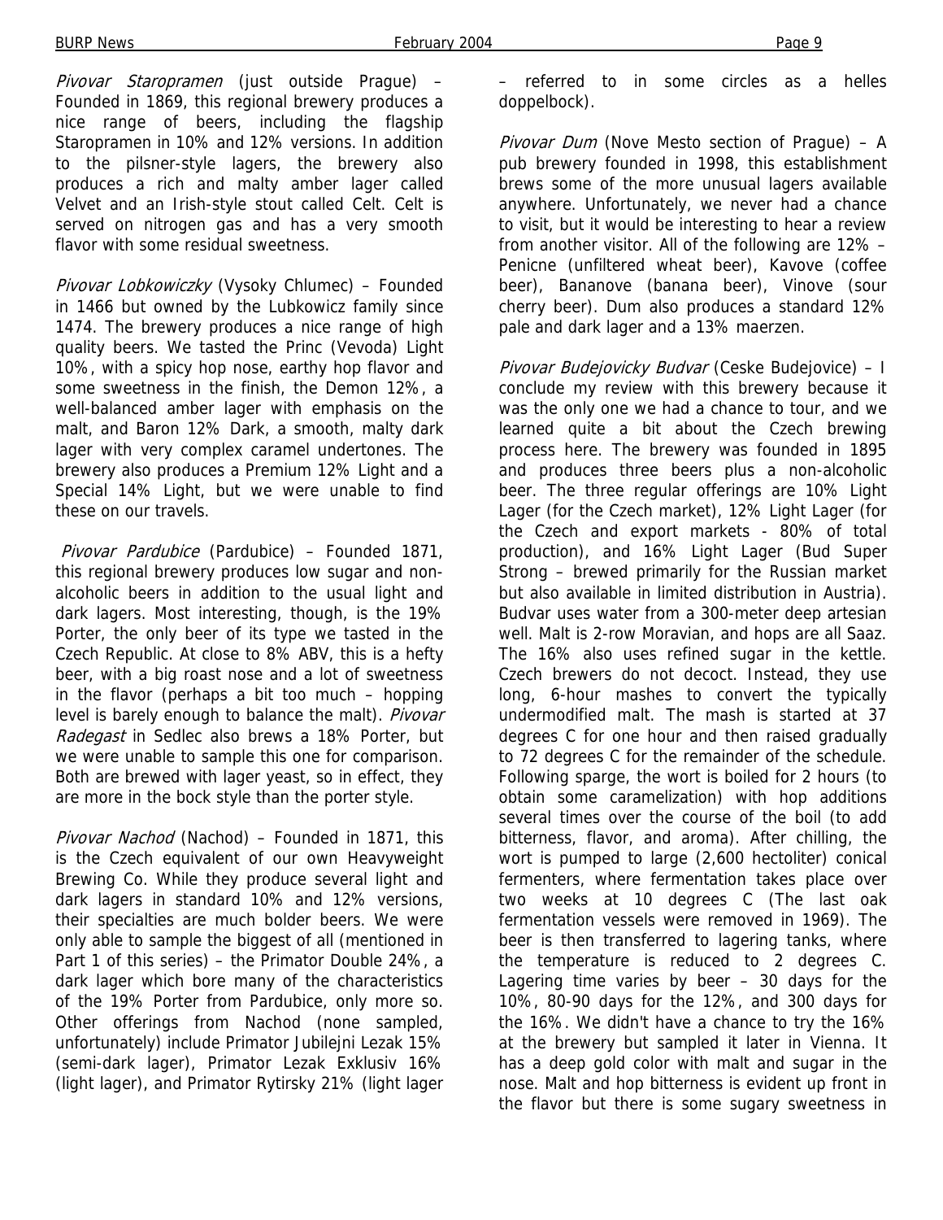*Pivovar Staropramen* (just outside Prague) – Founded in 1869, this regional brewery produces a nice range of beers, including the flagship Staropramen in 10% and 12% versions. In addition to the pilsner-style lagers, the brewery also produces a rich and malty amber lager called Velvet and an Irish-style stout called Celt. Celt is served on nitrogen gas and has a very smooth flavor with some residual sweetness.

*Pivovar Lobkowiczky* (Vysoky Chlumec) – Founded in 1466 but owned by the Lubkowicz family since 1474. The brewery produces a nice range of high quality beers. We tasted the Princ (Vevoda) Light 10%, with a spicy hop nose, earthy hop flavor and some sweetness in the finish, the Demon 12%, a well-balanced amber lager with emphasis on the malt, and Baron 12% Dark, a smooth, malty dark lager with very complex caramel undertones. The brewery also produces a Premium 12% Light and a Special 14% Light, but we were unable to find these on our travels.

*Pivovar Pardubice* (Pardubice) – Founded 1871, this regional brewery produces low sugar and non-alcoholic beers in addition to the usual light and dark lagers. Most interesting, though, is the 19% Porter, the only beer of its type we tasted in the Czech Republic. At close to 8% ABV, this is a hefty beer, with a big roast nose and a lot of sweetness in the flavor (perhaps a bit too much – hopping level is barely enough to balance the malt). *Pivovar Radegast* in Sedlec also brews a 18% Porter, but we were unable to sample this one for comparison. Both are brewed with lager yeast, so in effect, they are more in the bock style than the porter style.

*Pivovar Nachod* (Nachod) – Founded in 1871, this is the Czech equivalent of our own Heavyweight Brewing Co. While they produce several light and dark lagers in standard 10% and 12% versions, their specialties are much bolder beers. We were only able to sample the biggest of all (mentioned in Part 1 of this series) – the Primator Double 24%, a dark lager which bore many of the characteristics of the 19% Porter from Pardubice, only more so. Other offerings from Nachod (none sampled, unfortunately) include Primator Jubilejni Lezak 15% (semi-dark lager), Primator Lezak Exklusiv 16% (light lager), and Primator Rytirsky 21% (light lager – referred to in some circles as a helles doppelbock).

*Pivovar Dum* (Nove Mesto section of Prague) – A pub brewery founded in 1998, this establishment brews some of the more unusual lagers available anywhere. Unfortunately, we never had a chance to visit, but it would be interesting to hear a review from another visitor. All of the following are 12% – Penicne (unfiltered wheat beer), Kavove (coffee beer), Bananove (banana beer), Vinove (sour cherry beer). Dum also produces a standard 12% pale and dark lager and a 13% maerzen.

*Pivovar Budejovicky Budvar* (Ceske Budejovice) – I conclude my review with this brewery because it was the only one we had a chance to tour, and we learned quite a bit about the Czech brewing process here. The brewery was founded in 1895 and produces three beers plus a non-alcoholic beer. The three regular offerings are 10% Light Lager (for the Czech market), 12% Light Lager (for the Czech and export markets - 80% of total production), and 16% Light Lager (Bud Super Strong – brewed primarily for the Russian market but also available in limited distribution in Austria). Budvar uses water from a 300-meter deep artesian well. Malt is 2-row Moravian, and hops are all Saaz. The 16% also uses refined sugar in the kettle. Czech brewers do not decoct. Instead, they use long, 6-hour mashes to convert the typically undermodified malt. The mash is started at 37 degrees C for one hour and then raised gradually to 72 degrees C for the remainder of the schedule. Following sparge, the wort is boiled for 2 hours (to obtain some caramelization) with hop additions several times over the course of the boil (to add bitterness, flavor, and aroma). After chilling, the wort is pumped to large (2,600 hectoliter) conical fermenters, where fermentation takes place over two weeks at 10 degrees C (The last oak fermentation vessels were removed in 1969). The beer is then transferred to lagering tanks, where the temperature is reduced to 2 degrees C. Lagering time varies by beer – 30 days for the 10%, 80-90 days for the 12%, and 300 days for the 16%. We didn't have a chance to try the 16% at the brewery but sampled it later in Vienna. It has a deep gold color with malt and sugar in the nose. Malt and hop bitterness is evident up front in the flavor but there is some sugary sweetness in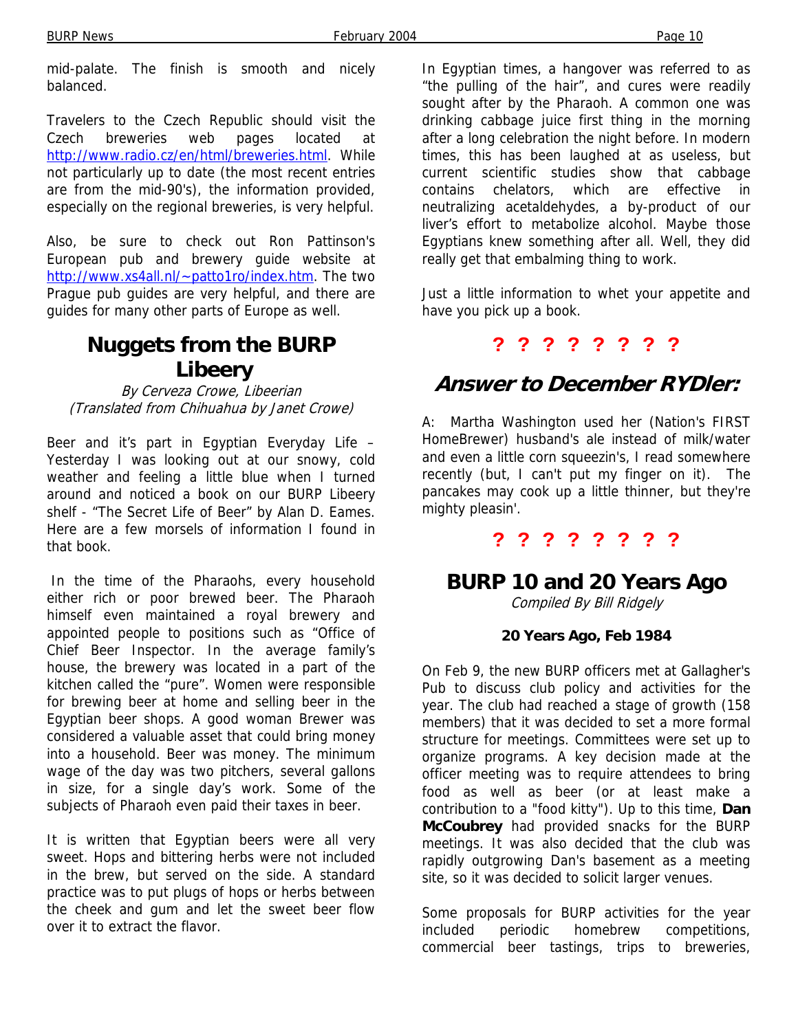mid-palate. The finish is smooth and nicely balanced.

Travelers to the Czech Republic should visit the Czech breweries web pages located at http://www.radio.cz/en/html/breweries.html. While not particularly up to date (the most recent entries are from the mid-90's), the information provided, especially on the regional breweries, is very helpful.

Also, be sure to check out Ron Pattinson's European pub and brewery guide website at http://www.xs4all.nl/~patto1ro/index.htm. The two Prague pub guides are very helpful, and there are guides for many other parts of Europe as well.

## Nuggets from the BURP Libeery

*By Cerveza Crowe, Libeerian*
*(Translated from Chihuahua by Janet Crowe)*

Beer and it's part in Egyptian Everyday Life – Yesterday I was looking out at our snowy, cold weather and feeling a little blue when I turned around and noticed a book on our BURP Libeery shelf - "The Secret Life of Beer" by Alan D. Eames. Here are a few morsels of information I found in that book.

In the time of the Pharaohs, every household either rich or poor brewed beer. The Pharaoh himself even maintained a royal brewery and appointed people to positions such as "Office of Chief Beer Inspector. In the average family's house, the brewery was located in a part of the kitchen called the "pure". Women were responsible for brewing beer at home and selling beer in the Egyptian beer shops. A good woman Brewer was considered a valuable asset that could bring money into a household. Beer was money. The minimum wage of the day was two pitchers, several gallons in size, for a single day's work. Some of the subjects of Pharaoh even paid their taxes in beer.

It is written that Egyptian beers were all very sweet. Hops and bittering herbs were not included in the brew, but served on the side. A standard practice was to put plugs of hops or herbs between the cheek and gum and let the sweet beer flow over it to extract the flavor.

In Egyptian times, a hangover was referred to as "the pulling of the hair", and cures were readily sought after by the Pharaoh. A common one was drinking cabbage juice first thing in the morning after a long celebration the night before. In modern times, this has been laughed at as useless, but current scientific studies show that cabbage contains chelators, which are effective in neutralizing acetaldehydes, a by-product of our liver's effort to metabolize alcohol. Maybe those Egyptians knew something after all. Well, they did really get that embalming thing to work.

Just a little information to whet your appetite and have you pick up a book.

? ? ? ? ? ? ? ?

## *Answer to December RYDler:*

A: Martha Washington used her (Nation's FIRST HomeBrewer) husband's ale instead of milk/water and even a little corn squeezin's, I read somewhere recently (but, I can't put my finger on it). The pancakes may cook up a little thinner, but they're mighty pleasin'.

? ? ? ? ? ? ? ?

## BURP 10 and 20 Years Ago

*Compiled By Bill Ridgely*

### 20 Years Ago, Feb 1984

On Feb 9, the new BURP officers met at Gallagher's Pub to discuss club policy and activities for the year. The club had reached a stage of growth (158 members) that it was decided to set a more formal structure for meetings. Committees were set up to organize programs. A key decision made at the officer meeting was to require attendees to bring food as well as beer (or at least make a contribution to a "food kitty"). Up to this time, **Dan McCoubrey** had provided snacks for the BURP meetings. It was also decided that the club was rapidly outgrowing Dan's basement as a meeting site, so it was decided to solicit larger venues.

Some proposals for BURP activities for the year included periodic homebrew competitions, commercial beer tastings, trips to breweries,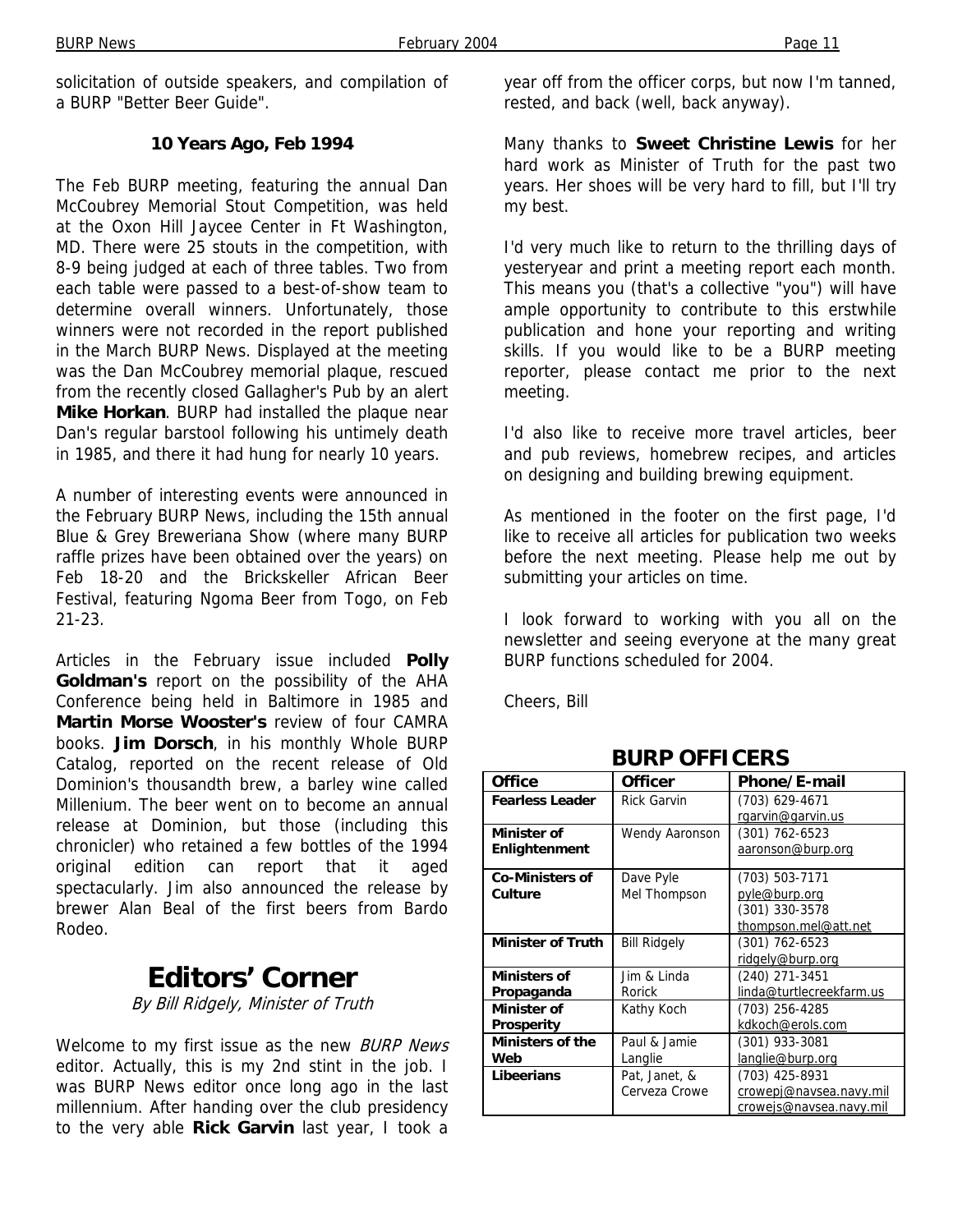solicitation of outside speakers, and compilation of a BURP "Better Beer Guide".

**10 Years Ago, Feb 1994**

The Feb BURP meeting, featuring the annual Dan McCoubrey Memorial Stout Competition, was held at the Oxon Hill Jaycee Center in Ft Washington, MD. There were 25 stouts in the competition, with 8-9 being judged at each of three tables. Two from each table were passed to a best-of-show team to determine overall winners. Unfortunately, those winners were not recorded in the report published in the March BURP News. Displayed at the meeting was the Dan McCoubrey memorial plaque, rescued from the recently closed Gallagher's Pub by an alert **Mike Horkan**. BURP had installed the plaque near Dan's regular barstool following his untimely death in 1985, and there it had hung for nearly 10 years.

A number of interesting events were announced in the February BURP News, including the 15th annual Blue & Grey Breweriana Show (where many BURP raffle prizes have been obtained over the years) on Feb 18-20 and the Brickskeller African Beer Festival, featuring Ngoma Beer from Togo, on Feb 21-23.

Articles in the February issue included **Polly Goldman's** report on the possibility of the AHA Conference being held in Baltimore in 1985 and **Martin Morse Wooster's** review of four CAMRA books. **Jim Dorsch**, in his monthly Whole BURP Catalog, reported on the recent release of Old Dominion's thousandth brew, a barley wine called Millenium. The beer went on to become an annual release at Dominion, but those (including this chronicler) who retained a few bottles of the 1994 original edition can report that it aged spectacularly. Jim also announced the release by brewer Alan Beal of the first beers from Bardo Rodeo.

# Editors' Corner

*By Bill Ridgely, Minister of Truth*

Welcome to my first issue as the new *BURP News* editor. Actually, this is my 2nd stint in the job. I was BURP News editor once long ago in the last millennium. After handing over the club presidency to the very able **Rick Garvin** last year, I took a year off from the officer corps, but now I'm tanned, rested, and back (well, back anyway).

Many thanks to **Sweet Christine Lewis** for her hard work as Minister of Truth for the past two years. Her shoes will be very hard to fill, but I'll try my best.

I'd very much like to return to the thrilling days of yesteryear and print a meeting report each month. This means you (that's a collective "you") will have ample opportunity to contribute to this erstwhile publication and hone your reporting and writing skills. If you would like to be a BURP meeting reporter, please contact me prior to the next meeting.

I'd also like to receive more travel articles, beer and pub reviews, homebrew recipes, and articles on designing and building brewing equipment.

As mentioned in the footer on the first page, I'd like to receive all articles for publication two weeks before the next meeting. Please help me out by submitting your articles on time.

I look forward to working with you all on the newsletter and seeing everyone at the many great BURP functions scheduled for 2004.

Cheers, Bill

## BURP OFFICERS

| Office | Officer | Phone/E-mail |
|---|---|---|
| **Fearless Leader** | Rick Garvin | (703) 629-4671 rgarvin@garvin.us |
| **Minister of Enlightenment** | Wendy Aaronson | (301) 762-6523 aaronson@burp.org |
| **Co-Ministers of Culture** | Dave Pyle Mel Thompson | (703) 503-7171 pyle@burp.org (301) 330-3578 thompson.mel@att.net |
| **Minister of Truth** | Bill Ridgely | (301) 762-6523 ridgely@burp.org |
| **Ministers of Propaganda** | Jim & Linda Rorick | (240) 271-3451 linda@turtlecreekfarm.us |
| **Minister of Prosperity** | Kathy Koch | (703) 256-4285 kdkoch@erols.com |
| **Ministers of the Web** | Paul & Jamie Langlie | (301) 933-3081 langlie@burp.org |
| **Libeerians** | Pat, Janet, & Cerveza Crowe | (703) 425-8931 crowepj@navsea.navy.mil crowejs@navsea.navy.mil |